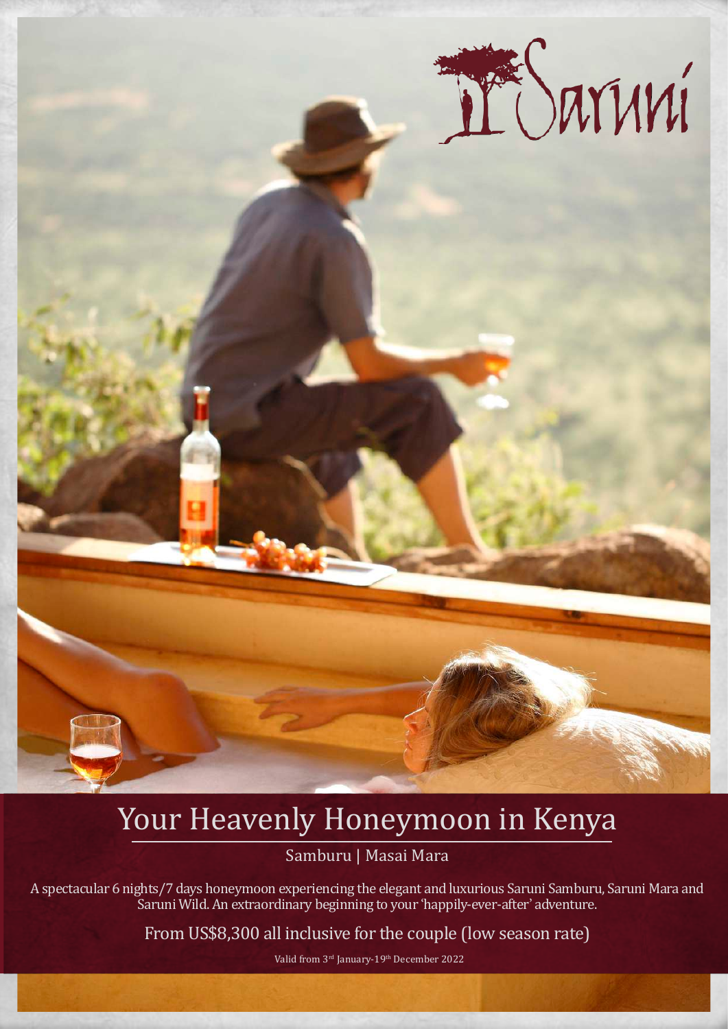Saruni

# Your Heavenly Honeymoon in Kenya

Samburu | Masai Mara

A spectacular 6 nights/7 days honeymoon experiencing the elegant and luxurious Saruni Samburu, Saruni Mara and Saruni Wild. An extraordinary beginning to your 'happily-ever-after' adventure.

From US$8,300 all inclusive for the couple (low season rate)

Valid from 3rd January-19th December 2022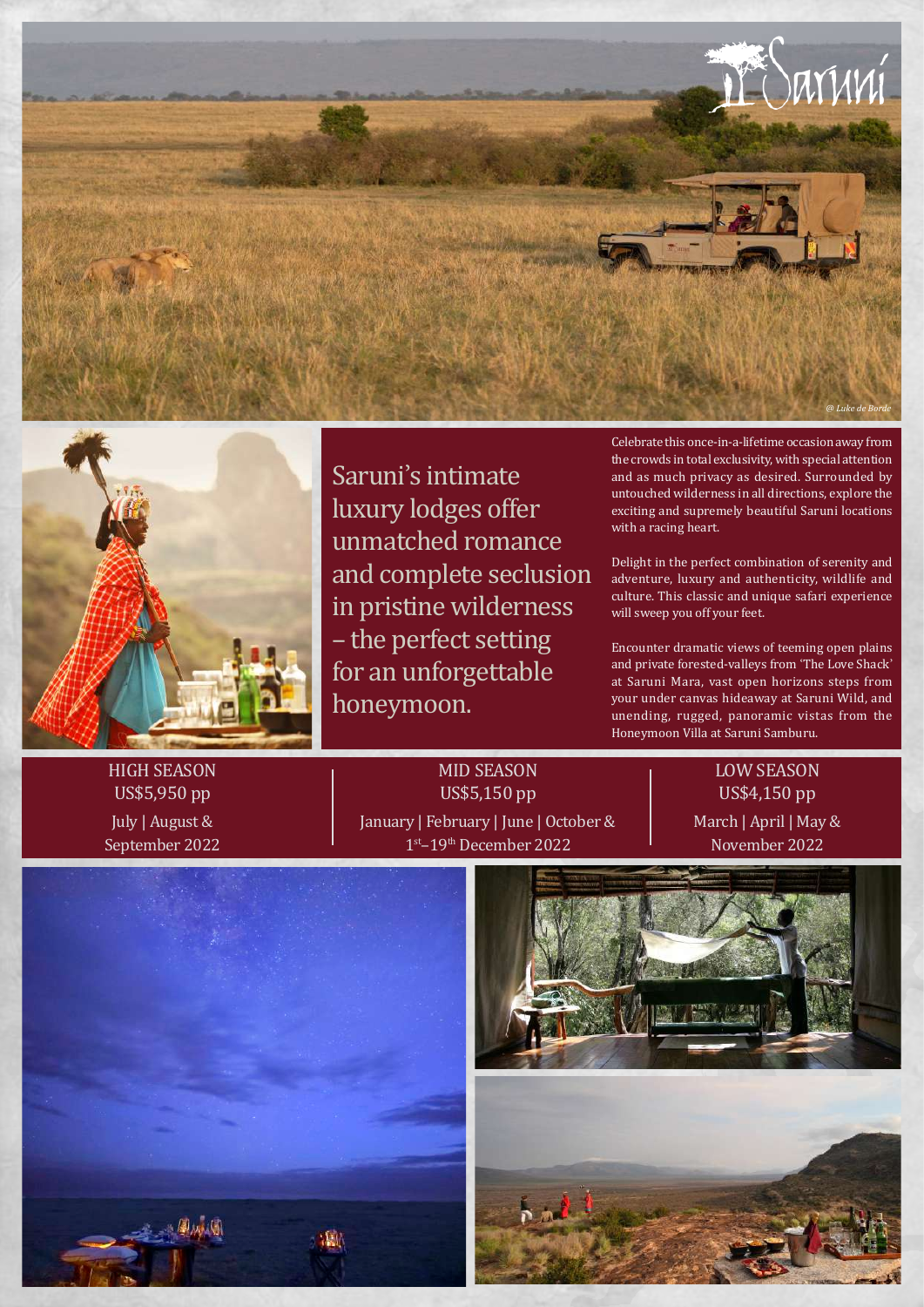Saruni

@ Luke de Borde

## Saruni's intimate luxury lodges offer unmatched romance and complete seclusion in pristine wilderness – the perfect setting for an unforgettable honeymoon.

Celebrate this once-in-a-lifetime occasion away from the crowds in total exclusivity, with special attention and as much privacy as desired. Surrounded by untouched wilderness in all directions, explore the exciting and supremely beautiful Saruni locations with a racing heart.

Delight in the perfect combination of serenity and adventure, luxury and authenticity, wildlife and culture. This classic and unique safari experience will sweep you off your feet.

Encounter dramatic views of teeming open plains and private forested-valleys from 'The Love Shack' at Saruni Mara, vast open horizons steps from your under canvas hideaway at Saruni Wild, and unending, rugged, panoramic vistas from the Honeymoon Villa at Saruni Samburu.

| HIGH SEASON | MID SEASON | LOW SEASON |
|---|---|---|
| US$5,950 pp | US$5,150 pp | US$4,150 pp |
| July \| August & September 2022 | January \| February \| June \| October & 1st–19th December 2022 | March \| April \| May & November 2022 |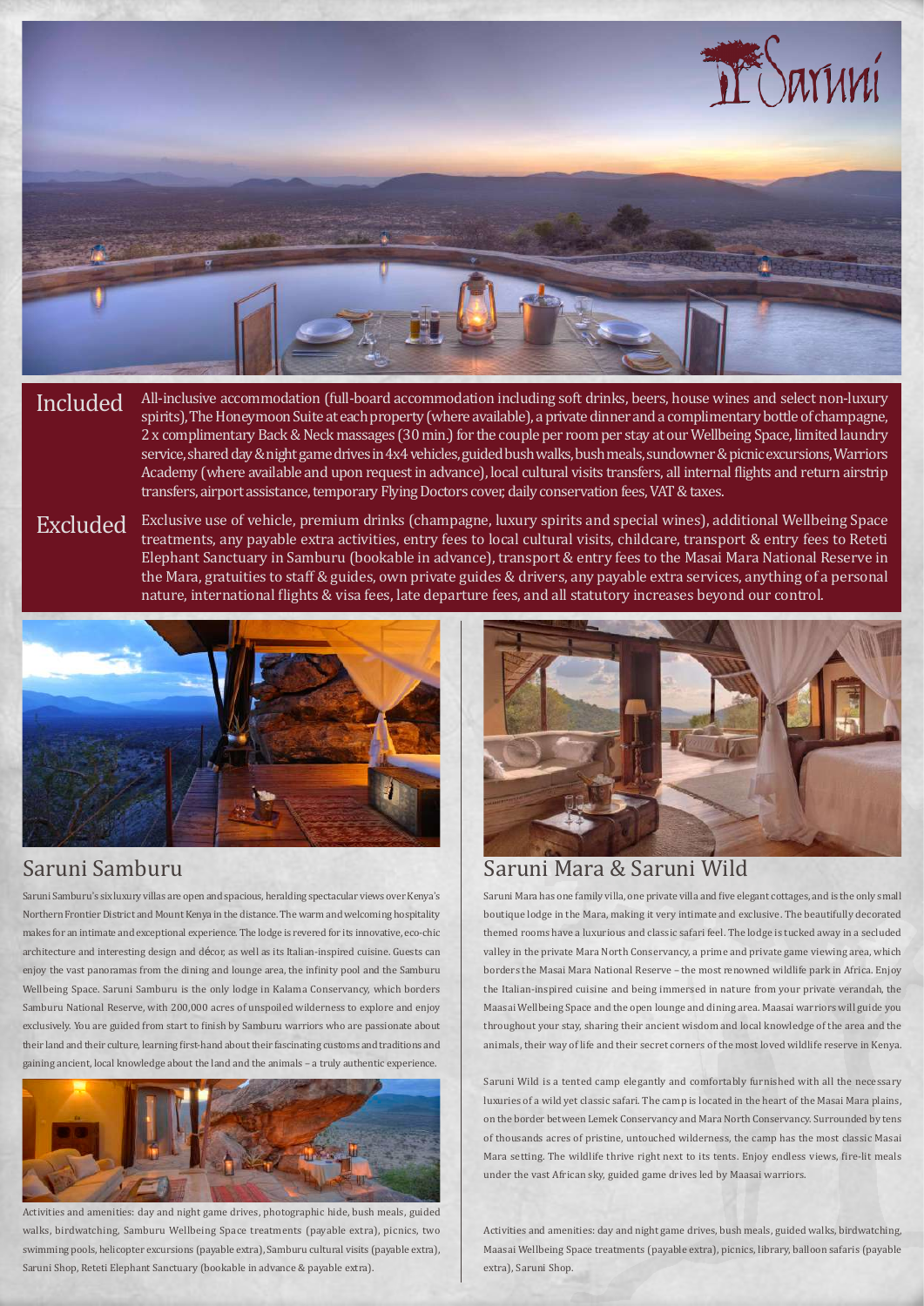Saruni

## Included

All-inclusive accommodation (full-board accommodation including soft drinks, beers, house wines and select non-luxury spirits), The Honeymoon Suite at each property (where available), a private dinner and a complimentary bottle of champagne, 2 x complimentary Back & Neck massages (30 min.) for the couple per room per stay at our Wellbeing Space, limited laundry service, shared day & night game drives in 4x4 vehicles, guided bush walks, bush meals, sundowner & picnic excursions, Warriors Academy (where available and upon request in advance), local cultural visits transfers, all internal flights and return airstrip transfers, airport assistance, temporary Flying Doctors cover, daily conservation fees, VAT & taxes.

## Excluded

Exclusive use of vehicle, premium drinks (champagne, luxury spirits and special wines), additional Wellbeing Space treatments, any payable extra activities, entry fees to local cultural visits, childcare, transport & entry fees to Reteti Elephant Sanctuary in Samburu (bookable in advance), transport & entry fees to the Masai Mara National Reserve in the Mara, gratuities to staff & guides, own private guides & drivers, any payable extra services, anything of a personal nature, international flights & visa fees, late departure fees, and all statutory increases beyond our control.

## Saruni Samburu

Saruni Samburu's six luxury villas are open and spacious, heralding spectacular views over Kenya's Northern Frontier District and Mount Kenya in the distance. The warm and welcoming hospitality makes for an intimate and exceptional experience. The lodge is revered for its innovative, eco-chic architecture and interesting design and décor, as well as its Italian-inspired cuisine. Guests can enjoy the vast panoramas from the dining and lounge area, the infinity pool and the Samburu Wellbeing Space. Saruni Samburu is the only lodge in Kalama Conservancy, which borders Samburu National Reserve, with 200,000 acres of unspoiled wilderness to explore and enjoy exclusively. You are guided from start to finish by Samburu warriors who are passionate about their land and their culture, learning first-hand about their fascinating customs and traditions and gaining ancient, local knowledge about the land and the animals – a truly authentic experience.

Activities and amenities: day and night game drives, photographic hide, bush meals, guided walks, birdwatching, Samburu Wellbeing Space treatments (payable extra), picnics, two swimming pools, helicopter excursions (payable extra), Samburu cultural visits (payable extra), Saruni Shop, Reteti Elephant Sanctuary (bookable in advance & payable extra).

## Saruni Mara & Saruni Wild

Saruni Mara has one family villa, one private villa and five elegant cottages, and is the only small boutique lodge in the Mara, making it very intimate and exclusive. The beautifully decorated themed rooms have a luxurious and classic safari feel. The lodge is tucked away in a secluded valley in the private Mara North Conservancy, a prime and private game viewing area, which borders the Masai Mara National Reserve – the most renowned wildlife park in Africa. Enjoy the Italian-inspired cuisine and being immersed in nature from your private verandah, the Maasai Wellbeing Space and the open lounge and dining area. Maasai warriors will guide you throughout your stay, sharing their ancient wisdom and local knowledge of the area and the animals, their way of life and their secret corners of the most loved wildlife reserve in Kenya.

Saruni Wild is a tented camp elegantly and comfortably furnished with all the necessary luxuries of a wild yet classic safari. The camp is located in the heart of the Masai Mara plains, on the border between Lemek Conservancy and Mara North Conservancy. Surrounded by tens of thousands acres of pristine, untouched wilderness, the camp has the most classic Masai Mara setting. The wildlife thrive right next to its tents. Enjoy endless views, fire-lit meals under the vast African sky, guided game drives led by Maasai warriors.

Activities and amenities: day and night game drives, bush meals, guided walks, birdwatching, Maasai Wellbeing Space treatments (payable extra), picnics, library, balloon safaris (payable extra), Saruni Shop.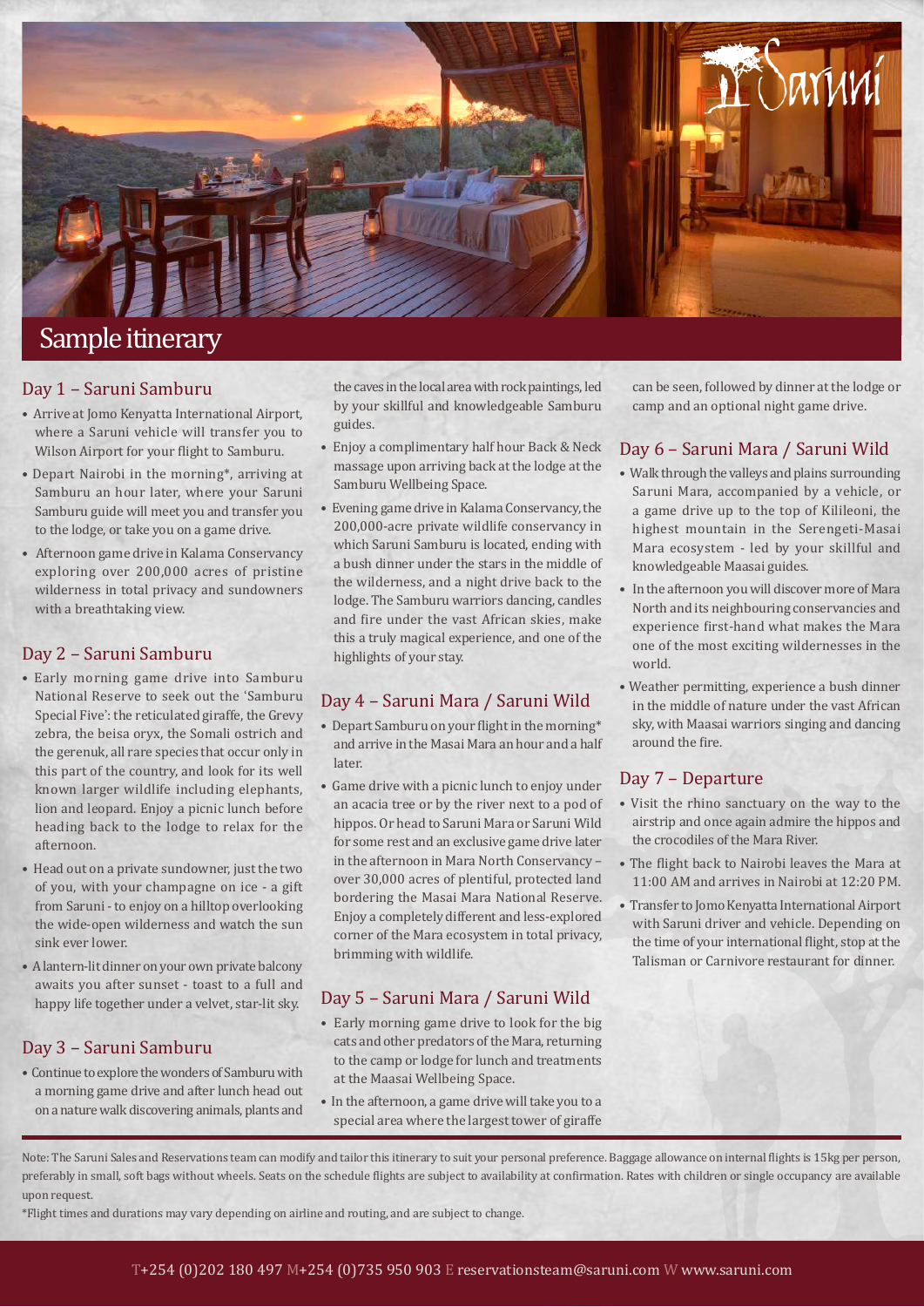# Sample itinerary

## Day 1 – Saruni Samburu

- Arrive at Jomo Kenyatta International Airport, where a Saruni vehicle will transfer you to Wilson Airport for your flight to Samburu.
- Depart Nairobi in the morning*, arriving at Samburu an hour later, where your Saruni Samburu guide will meet you and transfer you to the lodge, or take you on a game drive.
- Afternoon game drive in Kalama Conservancy exploring over 200,000 acres of pristine wilderness in total privacy and sundowners with a breathtaking view.

## Day 2 – Saruni Samburu

- Early morning game drive into Samburu National Reserve to seek out the 'Samburu Special Five': the reticulated giraffe, the Grevy zebra, the beisa oryx, the Somali ostrich and the gerenuk, all rare species that occur only in this part of the country, and look for its well known larger wildlife including elephants, lion and leopard. Enjoy a picnic lunch before heading back to the lodge to relax for the afternoon.
- Head out on a private sundowner, just the two of you, with your champagne on ice - a gift from Saruni - to enjoy on a hilltop overlooking the wide-open wilderness and watch the sun sink ever lower.
- A lantern-lit dinner on your own private balcony awaits you after sunset - toast to a full and happy life together under a velvet, star-lit sky.

## Day 3 – Saruni Samburu

- Continue to explore the wonders of Samburu with a morning game drive and after lunch head out on a nature walk discovering animals, plants and the caves in the local area with rock paintings, led by your skillful and knowledgeable Samburu guides.
- Enjoy a complimentary half hour Back & Neck massage upon arriving back at the lodge at the Samburu Wellbeing Space.
- Evening game drive in Kalama Conservancy, the 200,000-acre private wildlife conservancy in which Saruni Samburu is located, ending with a bush dinner under the stars in the middle of the wilderness, and a night drive back to the lodge. The Samburu warriors dancing, candles and fire under the vast African skies, make this a truly magical experience, and one of the highlights of your stay.

## Day 4 – Saruni Mara / Saruni Wild

- Depart Samburu on your flight in the morning* and arrive in the Masai Mara an hour and a half later.
- Game drive with a picnic lunch to enjoy under an acacia tree or by the river next to a pod of hippos. Or head to Saruni Mara or Saruni Wild for some rest and an exclusive game drive later in the afternoon in Mara North Conservancy – over 30,000 acres of plentiful, protected land bordering the Masai Mara National Reserve. Enjoy a completely different and less-explored corner of the Mara ecosystem in total privacy, brimming with wildlife.

## Day 5 – Saruni Mara / Saruni Wild

- Early morning game drive to look for the big cats and other predators of the Mara, returning to the camp or lodge for lunch and treatments at the Maasai Wellbeing Space.
- In the afternoon, a game drive will take you to a special area where the largest tower of giraffe can be seen, followed by dinner at the lodge or camp and an optional night game drive.

## Day 6 – Saruni Mara / Saruni Wild

- Walk through the valleys and plains surrounding Saruni Mara, accompanied by a vehicle, or a game drive up to the top of Kilileoni, the highest mountain in the Serengeti-Masai Mara ecosystem - led by your skillful and knowledgeable Maasai guides.
- In the afternoon you will discover more of Mara North and its neighbouring conservancies and experience first-hand what makes the Mara one of the most exciting wildernesses in the world.
- Weather permitting, experience a bush dinner in the middle of nature under the vast African sky, with Maasai warriors singing and dancing around the fire.

## Day 7 – Departure

- Visit the rhino sanctuary on the way to the airstrip and once again admire the hippos and the crocodiles of the Mara River.
- The flight back to Nairobi leaves the Mara at 11:00 AM and arrives in Nairobi at 12:20 PM.
- Transfer to Jomo Kenyatta International Airport with Saruni driver and vehicle. Depending on the time of your international flight, stop at the Talisman or Carnivore restaurant for dinner.

Note: The Saruni Sales and Reservations team can modify and tailor this itinerary to suit your personal preference. Baggage allowance on internal flights is 15kg per person, preferably in small, soft bags without wheels. Seats on the schedule flights are subject to availability at confirmation. Rates with children or single occupancy are available upon request.

*Flight times and durations may vary depending on airline and routing, and are subject to change.

T+254 (0)202 180 497 M+254 (0)735 950 903 E reservationsteam@saruni.com W www.saruni.com